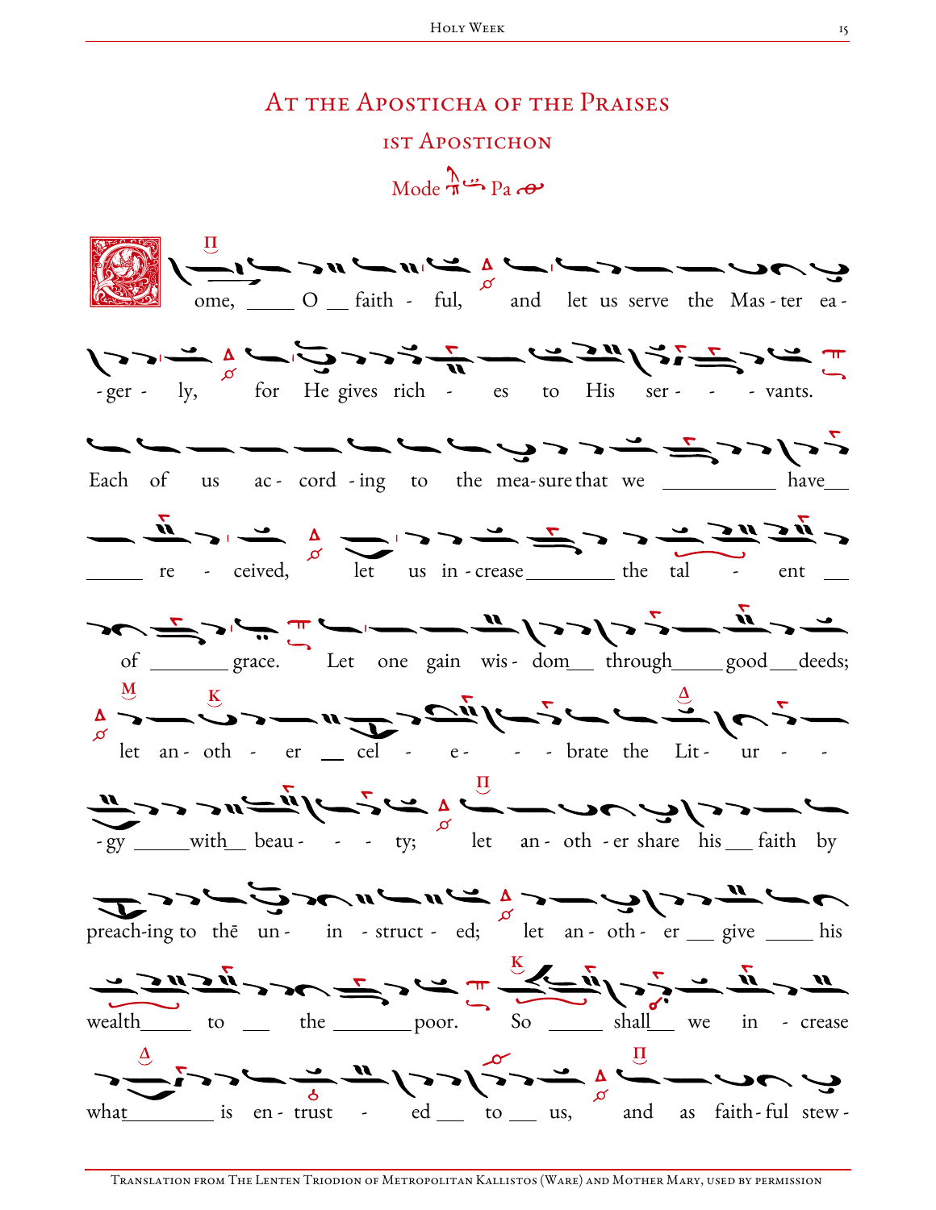# At the Apostícha of the Praises

## 1st Aposticon

Mode Pa

Come, O faithful, and let us serve the Master eagerly, for He gives riches to His servants. Each of us according to the measure that we have received, let us increase the talent of grace. Let one gain wisdom through good deeds; let another celebrate the Liturgy with beauty; let another share his faith by preaching to the uninstructed; let another give his wealth to the poor. So shall we increase what is entrusted to us, and as faithful stew-

Translation from The Lenten Triodion of Metropolitan Kallistos (Ware) and Mother Mary, used by permission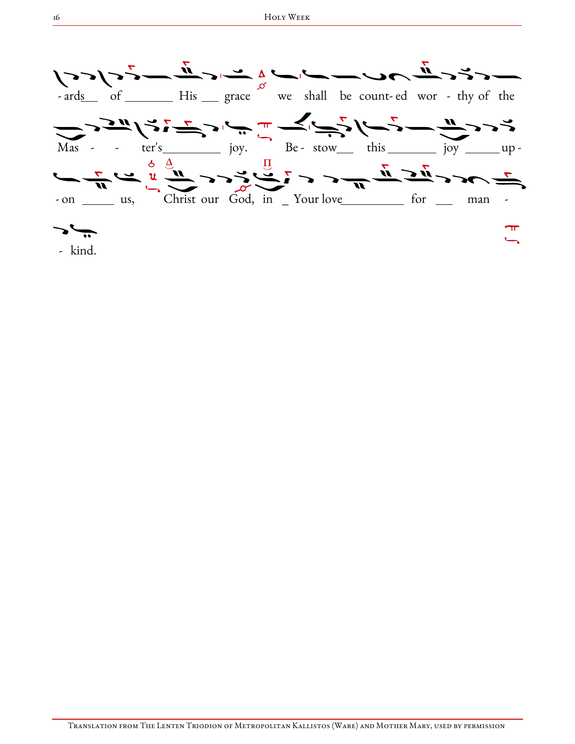- ards__ of _______ His __ grace we shall be count- ed wor - thy of the

Mas - - ter's________ joy. Be - stow__ this _______ joy _____ up -

- on _____ us, Christ our God, in _ Your love_________ for __ man -

- kind.

Translation from The Lenten Triodion of Metropolitan Kallistos (Ware) and Mother Mary, used by permission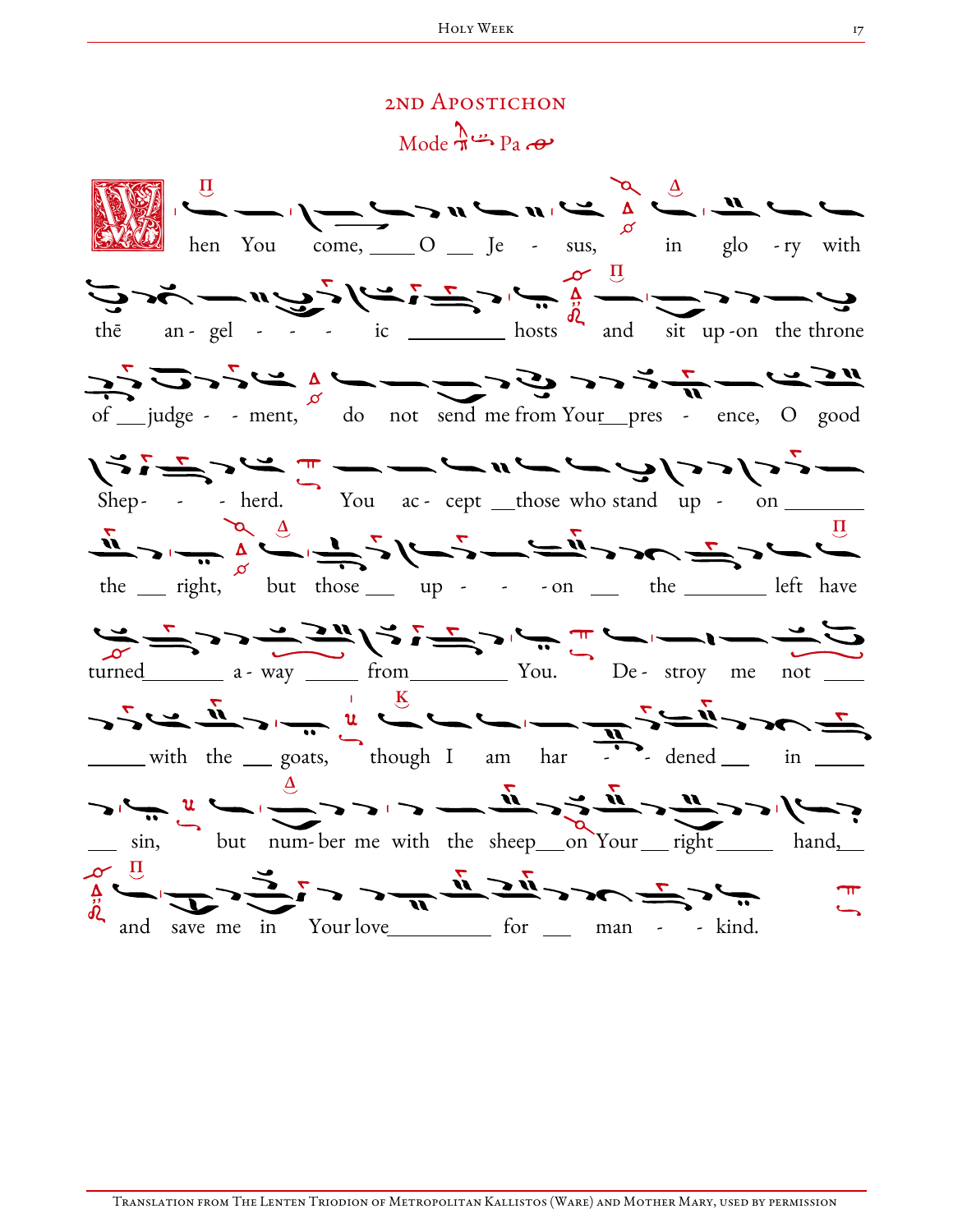## 2nd Aposticon

Mode Pa

When You come, O Jesus, in glory with thē angelic hosts and sit upon the throne of judgement, do not send me from Your presence, O good Shepherd. You accept those who stand upon the right, but those upon the left have turned away from You. Destroy me not with the goats, though I am hardened in sin, but number me with the sheep on Your right hand, and save me in Your love for mankind.

Translation from The Lenten Triodion of Metropolitan Kallistos (Ware) and Mother Mary, used by permission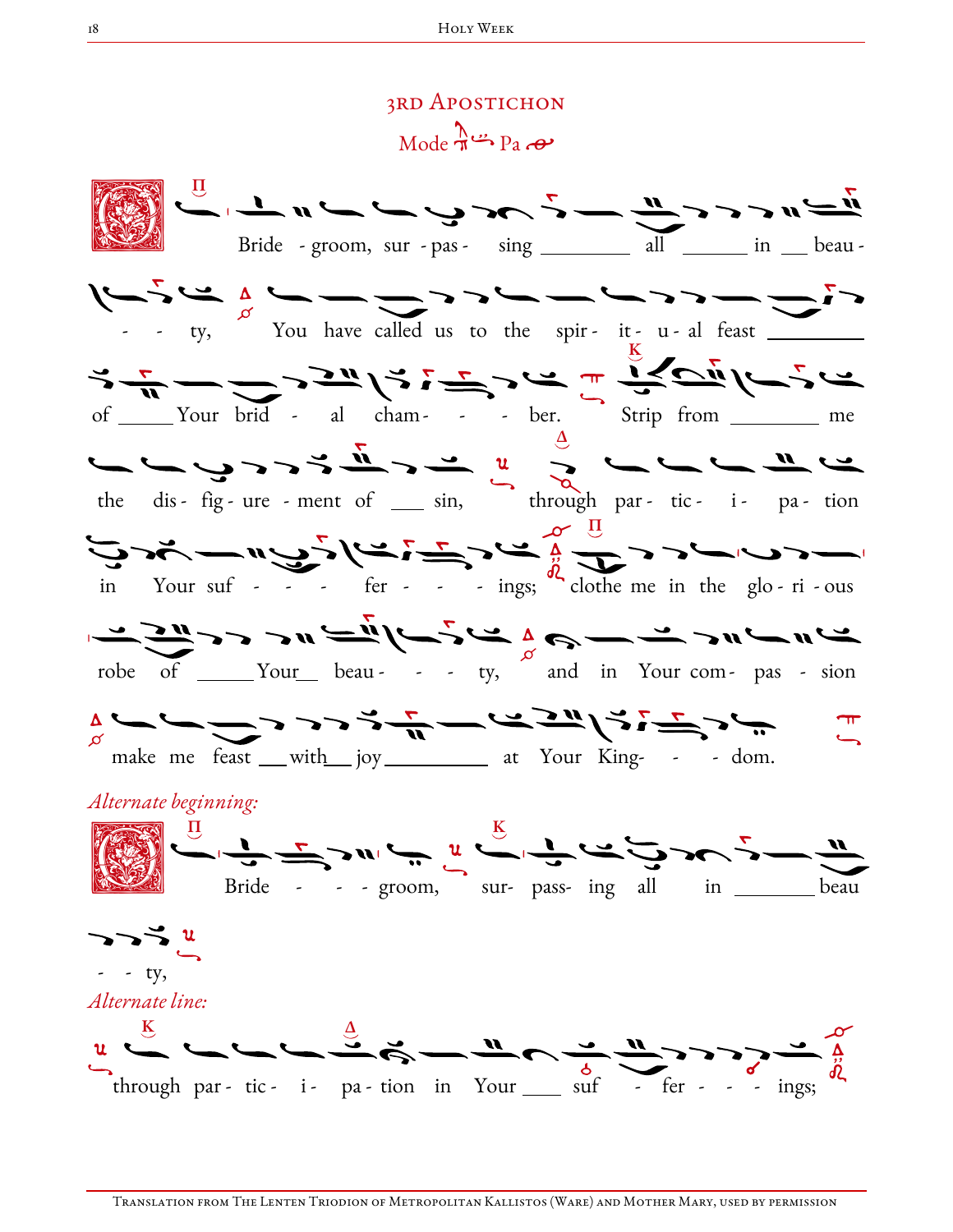## 3rd Apostichon

Mode Pa

Bride - groom, sur - pas - sing ____ all ____ in __ beau - - - ty, You have called us to the spir - it - u - al feast ____ of ____ Your brid - al cham - - - ber. Strip from ____ me the dis - fig - ure - ment of __ sin, through par - tic - i - pa - tion in Your suf - - - fer - - - ings; clothe me in the glo - ri - ous robe of ____ Your__ beau - - - ty, and in Your com - pas - sion make me feast __ with__ joy ____ at Your King - - - dom.

*Alternate beginning:*

Bride - - - groom, sur- pass- ing all in ____ beau - - - ty,

*Alternate line:*

through par - tic - i - pa - tion in Your ___ suf - fer - - - ings;

Translation from The Lenten Triodion of Metropolitan Kallistos (Ware) and Mother Mary, used by permission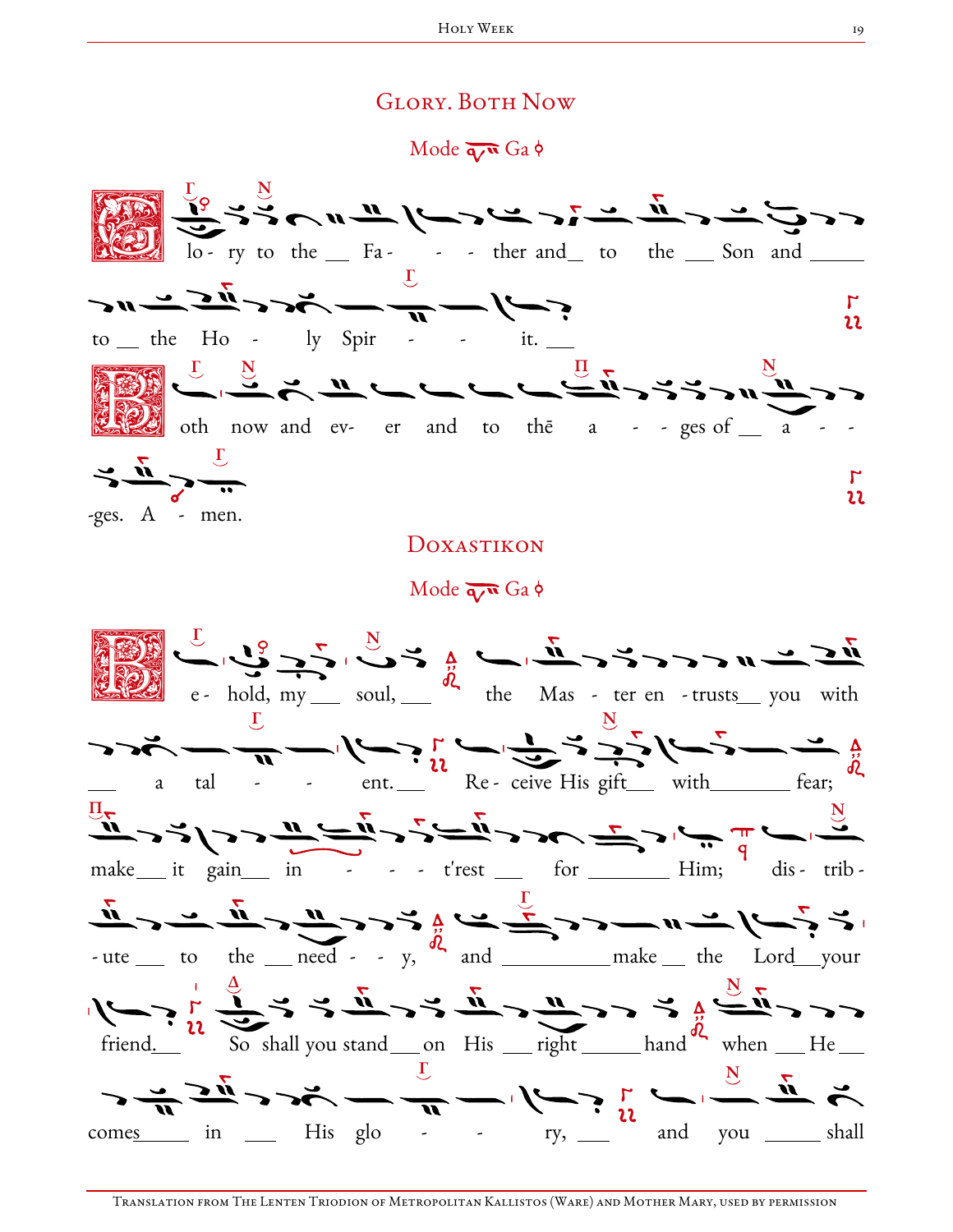## Glory. Both Now

Mode Ga

Glo - ry to the __ Fa - - - ther and__ to the __ Son and _____ to __ the Ho - ly Spir - - - it. ___

Both now and ev- er and to thē a - - - ges of __ a - - -ges. A - men.

## Doxastikon

Mode Ga

Be - hold, my___ soul, ___ the Mas - ter en - trusts__ you with ___ a tal - - - ent. ___ Re - ceive His gift___ with_______ fear; make___ it gain___ in - - - t'rest ___ for _______ Him; dis - trib - ute ___ to the ___ need - - y, and __________make __ the Lord__your friend.__ So shall you stand___on His ___ right______hand when ___ He___ comes_____ in ___ His glo - - - ry, ___ and you _____ shall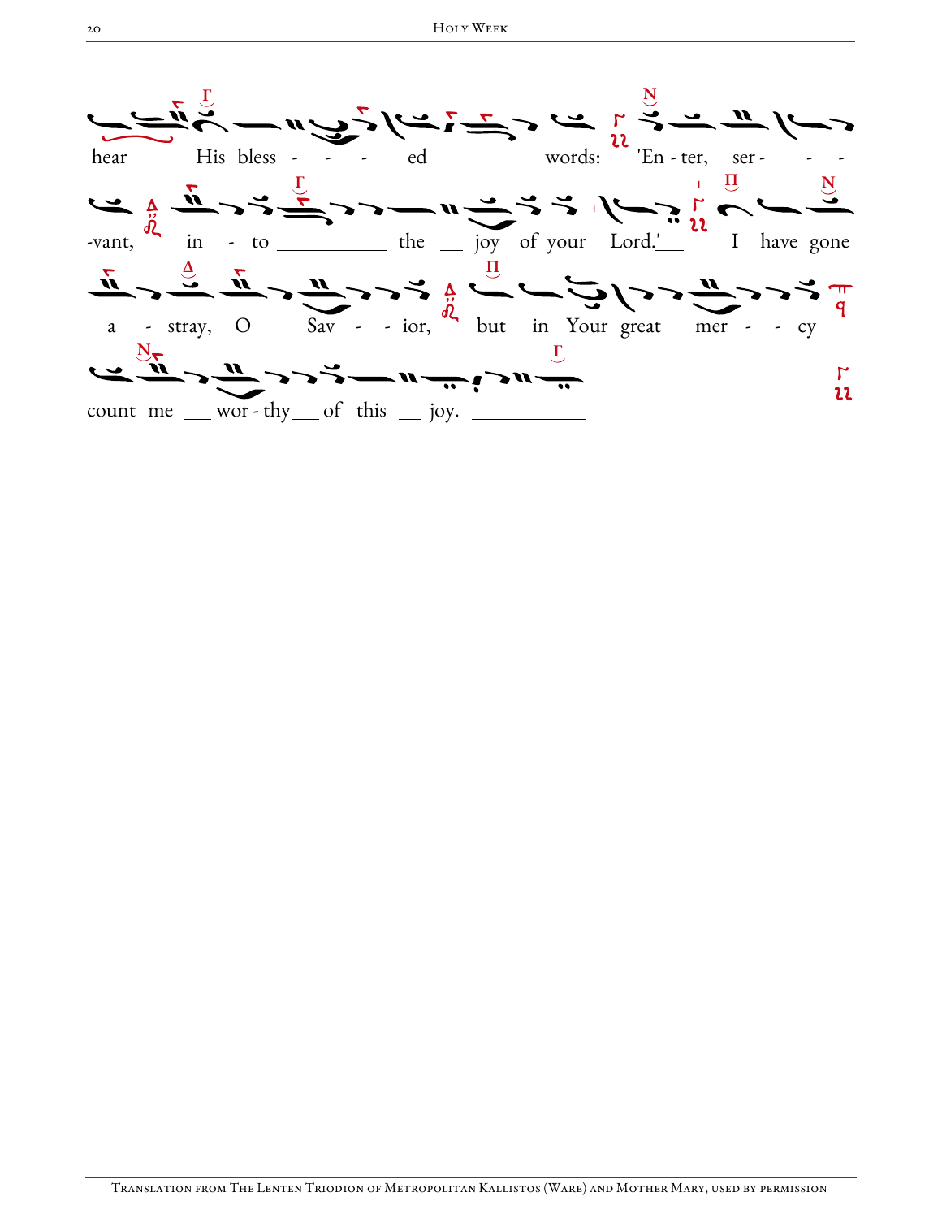hear His bless - - - ed words: 'En - ter, ser - - -

-vant, in - to the joy of your Lord.' I have gone

a - stray, O Sav - - ior, but in Your great mer - - cy

count me wor - thy of this joy.

Translation from The Lenten Triodion of Metropolitan Kallistos (Ware) and Mother Mary, used by permission